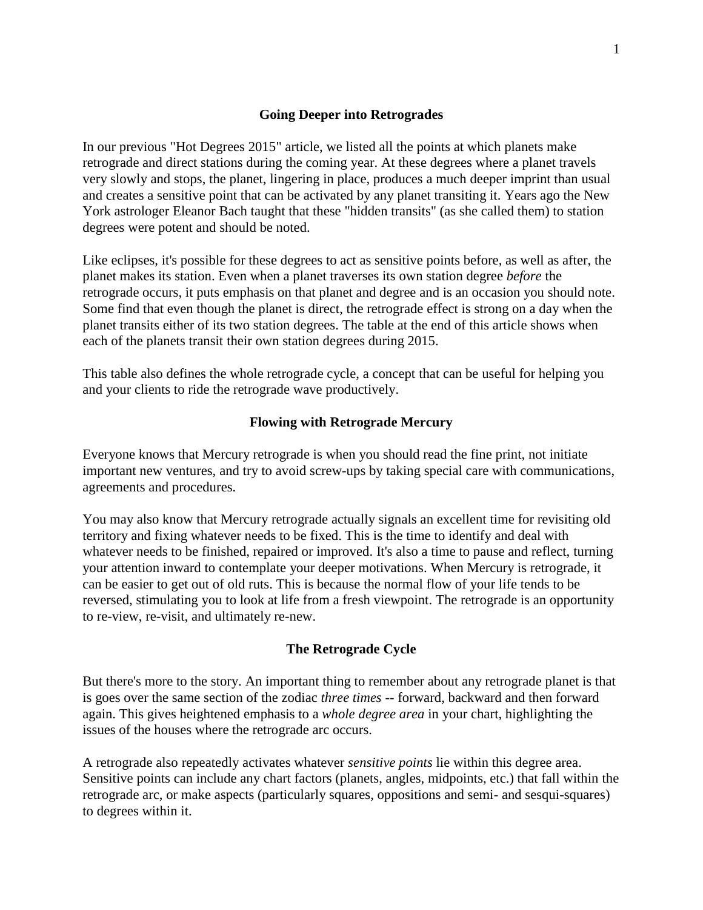## Going Deeper into Retrogrades

In our previous "Hot Degrees 2015" article, we listed all the points at which planets make retrograde and direct stations during the coming year. At these degrees where a planet travels very slowly and stops, the planet, lingering in place, produces a much deeper imprint than usual and creates a sensitive point that can be activated by any planet transiting it. Years ago the New York astrologer Eleanor Bach taught that these "hidden transits" (as she called them) to station degrees were potent and should be noted.

Like eclipses, it's possible for these degrees to act as sensitive points before, as well as after, the planet makes its station. Even when a planet traverses its own station degree *before* the retrograde occurs, it puts emphasis on that planet and degree and is an occasion you should note. Some find that even though the planet is direct, the retrograde effect is strong on a day when the planet transits either of its two station degrees. The table at the end of this article shows when each of the planets transit their own station degrees during 2015.

This table also defines the whole retrograde cycle, a concept that can be useful for helping you and your clients to ride the retrograde wave productively.

## Flowing with Retrograde Mercury

Everyone knows that Mercury retrograde is when you should read the fine print, not initiate important new ventures, and try to avoid screw-ups by taking special care with communications, agreements and procedures.

You may also know that Mercury retrograde actually signals an excellent time for revisiting old territory and fixing whatever needs to be fixed. This is the time to identify and deal with whatever needs to be finished, repaired or improved. It's also a time to pause and reflect, turning your attention inward to contemplate your deeper motivations. When Mercury is retrograde, it can be easier to get out of old ruts. This is because the normal flow of your life tends to be reversed, stimulating you to look at life from a fresh viewpoint. The retrograde is an opportunity to re-view, re-visit, and ultimately re-new.

## The Retrograde Cycle

But there's more to the story. An important thing to remember about any retrograde planet is that is goes over the same section of the zodiac *three times* -- forward, backward and then forward again. This gives heightened emphasis to a *whole degree area* in your chart, highlighting the issues of the houses where the retrograde arc occurs.

A retrograde also repeatedly activates whatever *sensitive points* lie within this degree area. Sensitive points can include any chart factors (planets, angles, midpoints, etc.) that fall within the retrograde arc, or make aspects (particularly squares, oppositions and semi- and sesqui-squares) to degrees within it.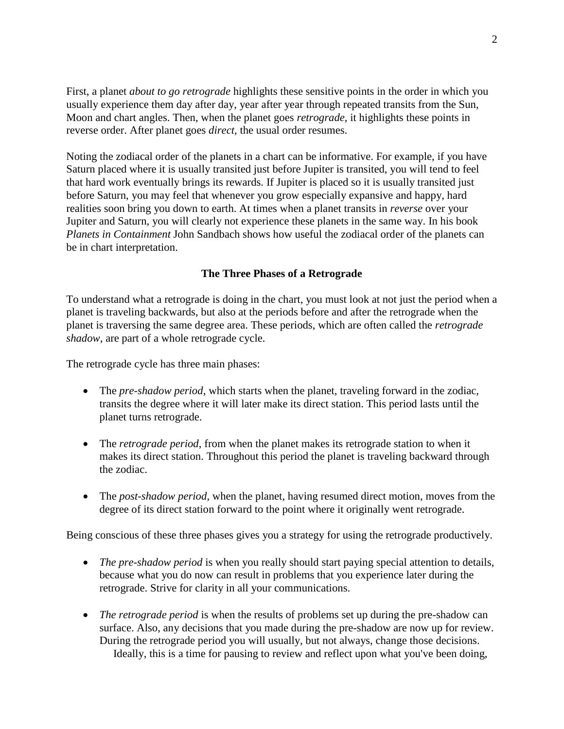First, a planet *about to go retrograde* highlights these sensitive points in the order in which you usually experience them day after day, year after year through repeated transits from the Sun, Moon and chart angles. Then, when the planet goes *retrograde*, it highlights these points in reverse order. After planet goes *direct*, the usual order resumes.

Noting the zodiacal order of the planets in a chart can be informative. For example, if you have Saturn placed where it is usually transited just before Jupiter is transited, you will tend to feel that hard work eventually brings its rewards. If Jupiter is placed so it is usually transited just before Saturn, you may feel that whenever you grow especially expansive and happy, hard realities soon bring you down to earth. At times when a planet transits in *reverse* over your Jupiter and Saturn, you will clearly not experience these planets in the same way. In his book *Planets in Containment* John Sandbach shows how useful the zodiacal order of the planets can be in chart interpretation.

### The Three Phases of a Retrograde

To understand what a retrograde is doing in the chart, you must look at not just the period when a planet is traveling backwards, but also at the periods before and after the retrograde when the planet is traversing the same degree area. These periods, which are often called the *retrograde shadow*, are part of a whole retrograde cycle.

The retrograde cycle has three main phases:

- The *pre-shadow period*, which starts when the planet, traveling forward in the zodiac, transits the degree where it will later make its direct station. This period lasts until the planet turns retrograde.

- The *retrograde period*, from when the planet makes its retrograde station to when it makes its direct station. Throughout this period the planet is traveling backward through the zodiac.

- The *post-shadow period*, when the planet, having resumed direct motion, moves from the degree of its direct station forward to the point where it originally went retrograde.

Being conscious of these three phases gives you a strategy for using the retrograde productively.

- *The pre-shadow period* is when you really should start paying special attention to details, because what you do now can result in problems that you experience later during the retrograde. Strive for clarity in all your communications.

- *The retrograde period* is when the results of problems set up during the pre-shadow can surface. Also, any decisions that you made during the pre-shadow are now up for review. During the retrograde period you will usually, but not always, change those decisions.
  Ideally, this is a time for pausing to review and reflect upon what you've been doing,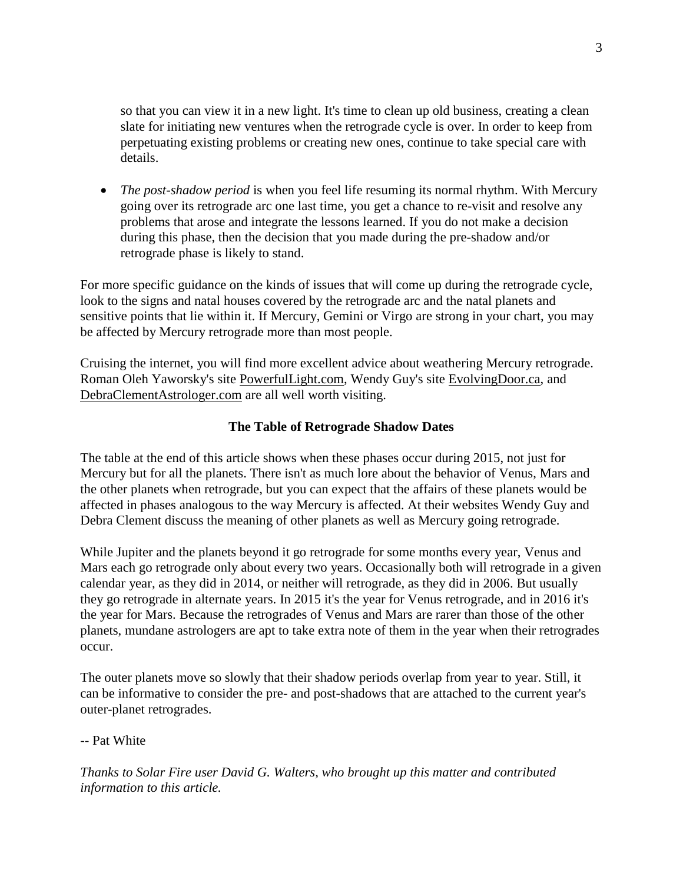so that you can view it in a new light. It's time to clean up old business, creating a clean slate for initiating new ventures when the retrograde cycle is over. In order to keep from perpetuating existing problems or creating new ones, continue to take special care with details.

- *The post-shadow period* is when you feel life resuming its normal rhythm. With Mercury going over its retrograde arc one last time, you get a chance to re-visit and resolve any problems that arose and integrate the lessons learned. If you do not make a decision during this phase, then the decision that you made during the pre-shadow and/or retrograde phase is likely to stand.

For more specific guidance on the kinds of issues that will come up during the retrograde cycle, look to the signs and natal houses covered by the retrograde arc and the natal planets and sensitive points that lie within it. If Mercury, Gemini or Virgo are strong in your chart, you may be affected by Mercury retrograde more than most people.

Cruising the internet, you will find more excellent advice about weathering Mercury retrograde. Roman Oleh Yaworsky's site PowerfulLight.com, Wendy Guy's site EvolvingDoor.ca, and DebraClementAstrologer.com are all well worth visiting.

### The Table of Retrograde Shadow Dates

The table at the end of this article shows when these phases occur during 2015, not just for Mercury but for all the planets. There isn't as much lore about the behavior of Venus, Mars and the other planets when retrograde, but you can expect that the affairs of these planets would be affected in phases analogous to the way Mercury is affected. At their websites Wendy Guy and Debra Clement discuss the meaning of other planets as well as Mercury going retrograde.

While Jupiter and the planets beyond it go retrograde for some months every year, Venus and Mars each go retrograde only about every two years. Occasionally both will retrograde in a given calendar year, as they did in 2014, or neither will retrograde, as they did in 2006. But usually they go retrograde in alternate years. In 2015 it's the year for Venus retrograde, and in 2016 it's the year for Mars. Because the retrogrades of Venus and Mars are rarer than those of the other planets, mundane astrologers are apt to take extra note of them in the year when their retrogrades occur.

The outer planets move so slowly that their shadow periods overlap from year to year. Still, it can be informative to consider the pre- and post-shadows that are attached to the current year's outer-planet retrogrades.

-- Pat White

*Thanks to Solar Fire user David G. Walters, who brought up this matter and contributed information to this article.*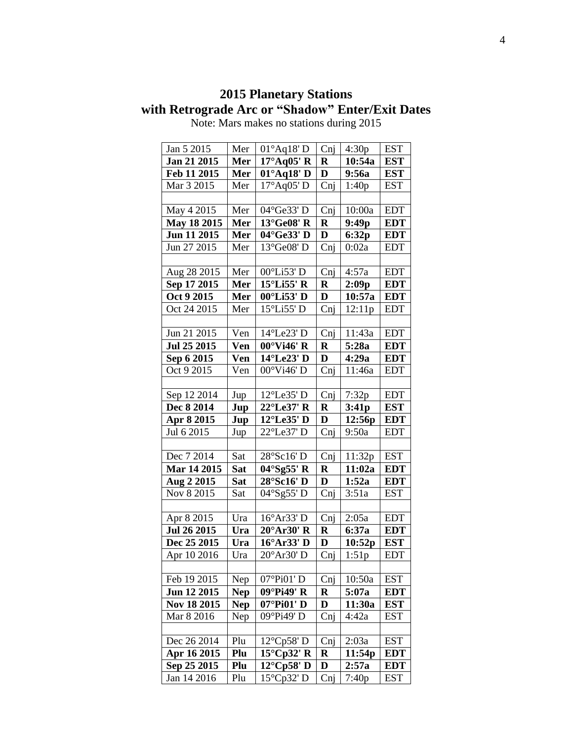# 2015 Planetary Stations
## with Retrograde Arc or "Shadow" Enter/Exit Dates

Note: Mars makes no stations during 2015

| | | | | | |
|---|---|---|---|---|---|
| Jan 5 2015 | Mer | 01°Aq18' D | Cnj | 4:30p | EST |
| **Jan 21 2015** | **Mer** | **17°Aq05' R** | **R** | **10:54a** | **EST** |
| **Feb 11 2015** | **Mer** | **01°Aq18' D** | **D** | **9:56a** | **EST** |
| Mar 3 2015 | Mer | 17°Aq05' D | Cnj | 1:40p | EST |
| | | | | | |
| May 4 2015 | Mer | 04°Ge33' D | Cnj | 10:00a | EDT |
| **May 18 2015** | **Mer** | **13°Ge08' R** | **R** | **9:49p** | **EDT** |
| **Jun 11 2015** | **Mer** | **04°Ge33' D** | **D** | **6:32p** | **EDT** |
| Jun 27 2015 | Mer | 13°Ge08' D | Cnj | 0:02a | EDT |
| | | | | | |
| Aug 28 2015 | Mer | 00°Li53' D | Cnj | 4:57a | EDT |
| **Sep 17 2015** | **Mer** | **15°Li55' R** | **R** | **2:09p** | **EDT** |
| **Oct 9 2015** | **Mer** | **00°Li53' D** | **D** | **10:57a** | **EDT** |
| Oct 24 2015 | Mer | 15°Li55' D | Cnj | 12:11p | EDT |
| | | | | | |
| Jun 21 2015 | Ven | 14°Le23' D | Cnj | 11:43a | EDT |
| **Jul 25 2015** | **Ven** | **00°Vi46' R** | **R** | **5:28a** | **EDT** |
| **Sep 6 2015** | **Ven** | **14°Le23' D** | **D** | **4:29a** | **EDT** |
| Oct 9 2015 | Ven | 00°Vi46' D | Cnj | 11:46a | EDT |
| | | | | | |
| Sep 12 2014 | Jup | 12°Le35' D | Cnj | 7:32p | EDT |
| **Dec 8 2014** | **Jup** | **22°Le37' R** | **R** | **3:41p** | **EST** |
| **Apr 8 2015** | **Jup** | **12°Le35' D** | **D** | **12:56p** | **EDT** |
| Jul 6 2015 | Jup | 22°Le37' D | Cnj | 9:50a | EDT |
| | | | | | |
| Dec 7 2014 | Sat | 28°Sc16' D | Cnj | 11:32p | EST |
| **Mar 14 2015** | **Sat** | **04°Sg55' R** | **R** | **11:02a** | **EDT** |
| **Aug 2 2015** | **Sat** | **28°Sc16' D** | **D** | **1:52a** | **EDT** |
| Nov 8 2015 | Sat | 04°Sg55' D | Cnj | 3:51a | EST |
| | | | | | |
| Apr 8 2015 | Ura | 16°Ar33' D | Cnj | 2:05a | EDT |
| **Jul 26 2015** | **Ura** | **20°Ar30' R** | **R** | **6:37a** | **EDT** |
| **Dec 25 2015** | **Ura** | **16°Ar33' D** | **D** | **10:52p** | **EST** |
| Apr 10 2016 | Ura | 20°Ar30' D | Cnj | 1:51p | EDT |
| | | | | | |
| Feb 19 2015 | Nep | 07°Pi01' D | Cnj | 10:50a | EST |
| **Jun 12 2015** | **Nep** | **09°Pi49' R** | **R** | **5:07a** | **EDT** |
| **Nov 18 2015** | **Nep** | **07°Pi01' D** | **D** | **11:30a** | **EST** |
| Mar 8 2016 | Nep | 09°Pi49' D | Cnj | 4:42a | EST |
| | | | | | |
| Dec 26 2014 | Plu | 12°Cp58' D | Cnj | 2:03a | EST |
| **Apr 16 2015** | **Plu** | **15°Cp32' R** | **R** | **11:54p** | **EDT** |
| **Sep 25 2015** | **Plu** | **12°Cp58' D** | **D** | **2:57a** | **EDT** |
| Jan 14 2016 | Plu | 15°Cp32' D | Cnj | 7:40p | EST |